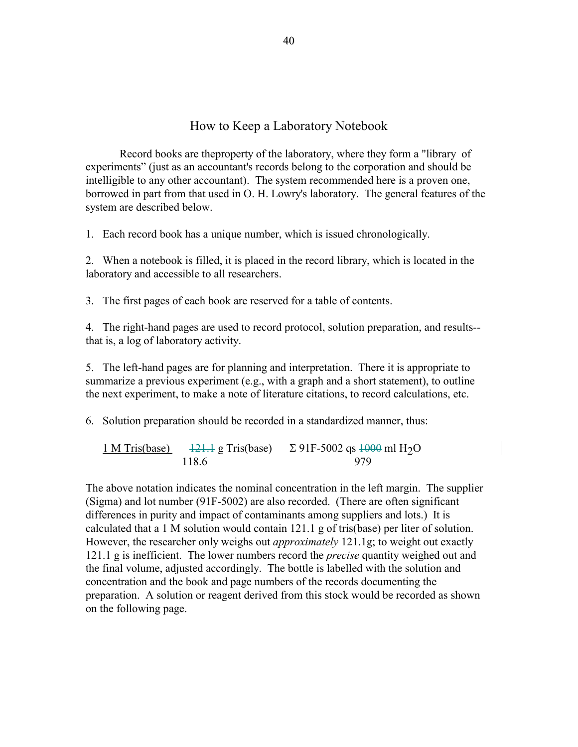# How to Keep a Laboratory Notebook

Record books are theproperty of the laboratory, where they form a "library of experiments" (just as an accountant's records belong to the corporation and should be intelligible to any other accountant). The system recommended here is a proven one, borrowed in part from that used in O. H. Lowry's laboratory. The general features of the system are described below.

1. Each record book has a unique number, which is issued chronologically.

2. When a notebook is filled, it is placed in the record library, which is located in the laboratory and accessible to all researchers.

3. The first pages of each book are reserved for a table of contents.

4. The right-hand pages are used to record protocol, solution preparation, and results--that is, a log of laboratory activity.

5. The left-hand pages are for planning and interpretation. There it is appropriate to summarize a previous experiment (e.g., with a graph and a short statement), to outline the next experiment, to make a note of literature citations, to record calculations, etc.

6. Solution preparation should be recorded in a standardized manner, thus:

| <u>1 M Tris(base)</u> | ~~121.1~~ g Tris(base) | Σ 91F-5002 qs ~~1000~~ ml $H_2O$ |
|---|---|---|
| | 118.6 | 979 |

The above notation indicates the nominal concentration in the left margin. The supplier (Sigma) and lot number (91F-5002) are also recorded. (There are often significant differences in purity and impact of contaminants among suppliers and lots.) It is calculated that a 1 M solution would contain 121.1 g of tris(base) per liter of solution. However, the researcher only weighs out *approximately* 121.1g; to weight out exactly 121.1 g is inefficient. The lower numbers record the *precise* quantity weighed out and the final volume, adjusted accordingly. The bottle is labelled with the solution and concentration and the book and page numbers of the records documenting the preparation. A solution or reagent derived from this stock would be recorded as shown on the following page.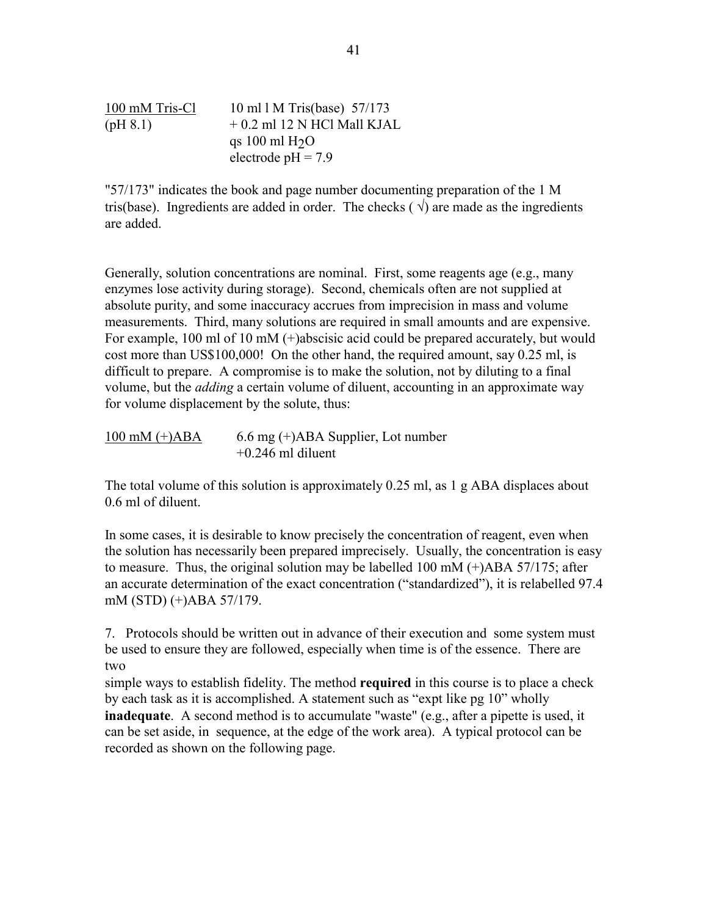| 100 mM Tris-Cl (pH 8.1) | 10 ml l M Tris(base) 57/173<br>+ 0.2 ml 12 N HCl Mall KJAL<br>qs 100 ml $H_2O$<br>electrode pH = 7.9 |
|---|---|

"57/173" indicates the book and page number documenting preparation of the 1 M tris(base). Ingredients are added in order. The checks ( √) are made as the ingredients are added.

Generally, solution concentrations are nominal. First, some reagents age (e.g., many enzymes lose activity during storage). Second, chemicals often are not supplied at absolute purity, and some inaccuracy accrues from imprecision in mass and volume measurements. Third, many solutions are required in small amounts and are expensive. For example, 100 ml of 10 mM (+)abscisic acid could be prepared accurately, but would cost more than US$100,000! On the other hand, the required amount, say 0.25 ml, is difficult to prepare. A compromise is to make the solution, not by diluting to a final volume, but the *adding* a certain volume of diluent, accounting in an approximate way for volume displacement by the solute, thus:

| 100 mM (+)ABA | 6.6 mg (+)ABA Supplier, Lot number<br>+0.246 ml diluent |
|---|---|

The total volume of this solution is approximately 0.25 ml, as 1 g ABA displaces about 0.6 ml of diluent.

In some cases, it is desirable to know precisely the concentration of reagent, even when the solution has necessarily been prepared imprecisely. Usually, the concentration is easy to measure. Thus, the original solution may be labelled 100 mM (+)ABA 57/175; after an accurate determination of the exact concentration ("standardized"), it is relabelled 97.4 mM (STD) (+)ABA 57/179.

7. Protocols should be written out in advance of their execution and some system must be used to ensure they are followed, especially when time is of the essence. There are two simple ways to establish fidelity. The method **required** in this course is to place a check by each task as it is accomplished. A statement such as "expt like pg 10" wholly **inadequate**. A second method is to accumulate "waste" (e.g., after a pipette is used, it can be set aside, in sequence, at the edge of the work area). A typical protocol can be recorded as shown on the following page.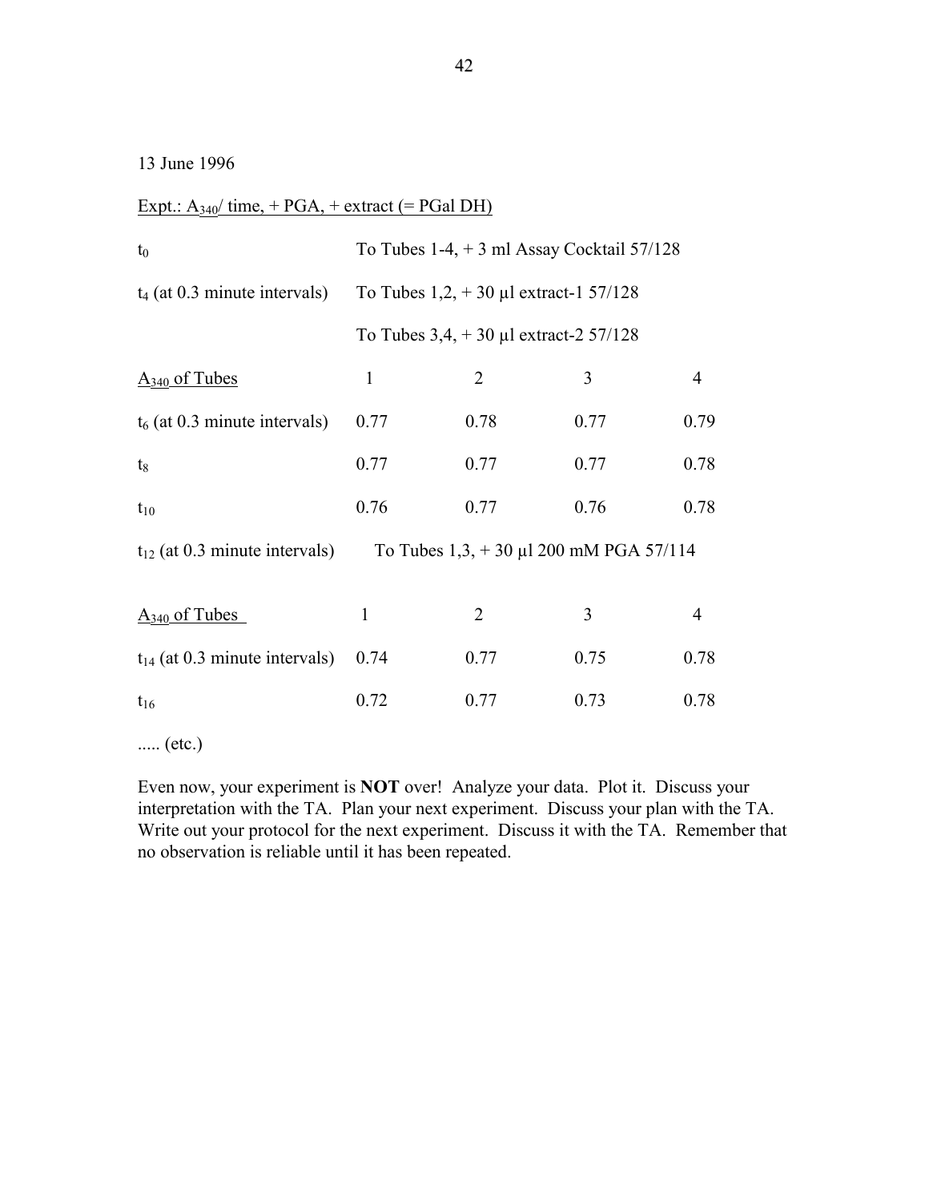13 June 1996

<u>Expt.: $A_{340}$/ time, + PGA, + extract (= PGal DH)</u>

| | | | | |
|---|---|---|---|---|
| $t_0$ | To Tubes 1-4, + 3 ml Assay Cocktail 57/128 | | | |
| $t_4$ (at 0.3 minute intervals) | To Tubes 1,2, + 30 μl extract-1 57/128 | | | |
| | To Tubes 3,4, + 30 μl extract-2 57/128 | | | |
| <u>$A_{340}$ of Tubes</u> | 1 | 2 | 3 | 4 |
| $t_6$ (at 0.3 minute intervals) | 0.77 | 0.78 | 0.77 | 0.79 |
| $t_8$ | 0.77 | 0.77 | 0.77 | 0.78 |
| $t_{10}$ | 0.76 | 0.77 | 0.76 | 0.78 |
| $t_{12}$ (at 0.3 minute intervals) | To Tubes 1,3, + 30 μl 200 mM PGA 57/114 | | | |
| <u>$A_{340}$ of Tubes</u> | 1 | 2 | 3 | 4 |
| $t_{14}$ (at 0.3 minute intervals) | 0.74 | 0.77 | 0.75 | 0.78 |
| $t_{16}$ | 0.72 | 0.77 | 0.73 | 0.78 |

..... (etc.)

Even now, your experiment is **NOT** over! Analyze your data. Plot it. Discuss your interpretation with the TA. Plan your next experiment. Discuss your plan with the TA. Write out your protocol for the next experiment. Discuss it with the TA. Remember that no observation is reliable until it has been repeated.